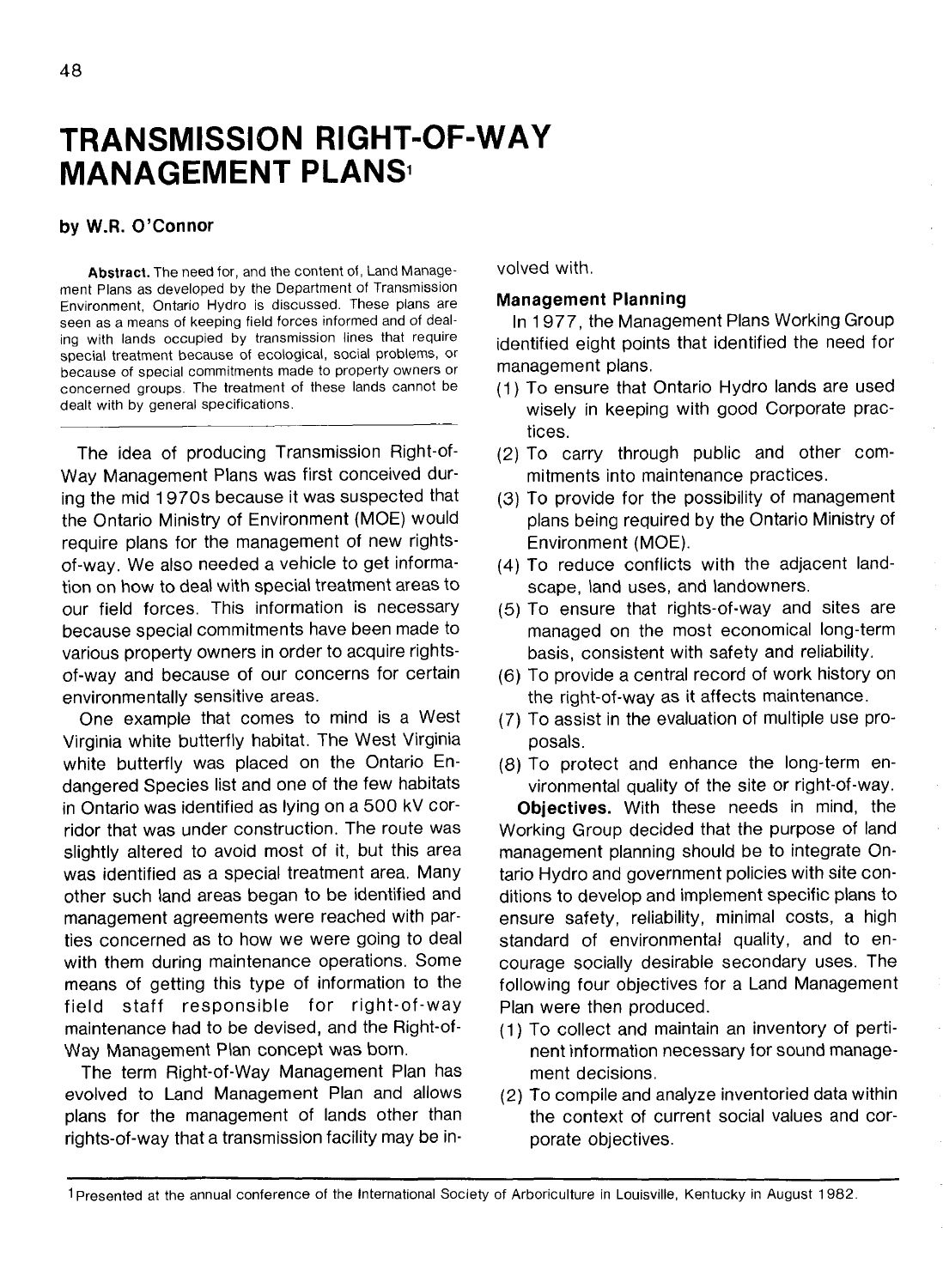# TRANSMISSION RIGHT-OF-WAY MANAGEMENT PLANS[1]

**by W.R. O'Connor**

**Abstract.** The need for, and the content of, Land Management Plans as developed by the Department of Transmission Environment, Ontario Hydro is discussed. These plans are seen as a means of keeping field forces informed and of dealing with lands occupied by transmission lines that require special treatment because of ecological, social problems, or because of special commitments made to property owners or concerned groups. The treatment of these lands cannot be dealt with by general specifications.

The idea of producing Transmission Right-of-Way Management Plans was first conceived during the mid 1970s because it was suspected that the Ontario Ministry of Environment (MOE) would require plans for the management of new rights-of-way. We also needed a vehicle to get information on how to deal with special treatment areas to our field forces. This information is necessary because special commitments have been made to various property owners in order to acquire rights-of-way and because of our concerns for certain environmentally sensitive areas.

One example that comes to mind is a West Virginia white butterfly habitat. The West Virginia white butterfly was placed on the Ontario Endangered Species list and one of the few habitats in Ontario was identified as lying on a 500 kV corridor that was under construction. The route was slightly altered to avoid most of it, but this area was identified as a special treatment area. Many other such land areas began to be identified and management agreements were reached with parties concerned as to how we were going to deal with them during maintenance operations. Some means of getting this type of information to the field staff responsible for right-of-way maintenance had to be devised, and the Right-of-Way Management Plan concept was born.

The term Right-of-Way Management Plan has evolved to Land Management Plan and allows plans for the management of lands other than rights-of-way that a transmission facility may be involved with.

## Management Planning

In 1977, the Management Plans Working Group identified eight points that identified the need for management plans.

(1) To ensure that Ontario Hydro lands are used wisely in keeping with good Corporate practices.

(2) To carry through public and other commitments into maintenance practices.

(3) To provide for the possibility of management plans being required by the Ontario Ministry of Environment (MOE).

(4) To reduce conflicts with the adjacent landscape, land uses, and landowners.

(5) To ensure that rights-of-way and sites are managed on the most economical long-term basis, consistent with safety and reliability.

(6) To provide a central record of work history on the right-of-way as it affects maintenance.

(7) To assist in the evaluation of multiple use proposals.

(8) To protect and enhance the long-term environmental quality of the site or right-of-way.

**Objectives.** With these needs in mind, the Working Group decided that the purpose of land management planning should be to integrate Ontario Hydro and government policies with site conditions to develop and implement specific plans to ensure safety, reliability, minimal costs, a high standard of environmental quality, and to encourage socially desirable secondary uses. The following four objectives for a Land Management Plan were then produced.

(1) To collect and maintain an inventory of pertinent information necessary for sound management decisions.

(2) To compile and analyze inventoried data within the context of current social values and corporate objectives.

[1] Presented at the annual conference of the International Society of Arboriculture in Louisville, Kentucky in August 1982.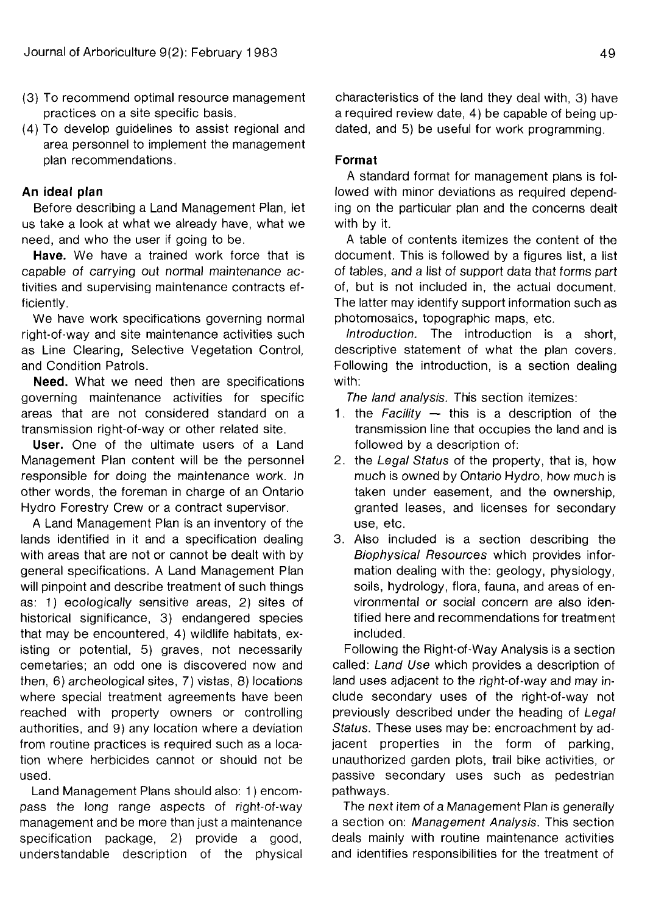(3) To recommend optimal resource management practices on a site specific basis.

(4) To develop guidelines to assist regional and area personnel to implement the management plan recommendations.

### An ideal plan

Before describing a Land Management Plan, let us take a look at what we already have, what we need, and who the user if going to be.

**Have.** We have a trained work force that is capable of carrying out normal maintenance activities and supervising maintenance contracts efficiently.

We have work specifications governing normal right-of-way and site maintenance activities such as Line Clearing, Selective Vegetation Control, and Condition Patrols.

**Need.** What we need then are specifications governing maintenance activities for specific areas that are not considered standard on a transmission right-of-way or other related site.

**User.** One of the ultimate users of a Land Management Plan content will be the personnel responsible for doing the maintenance work. In other words, the foreman in charge of an Ontario Hydro Forestry Crew or a contract supervisor.

A Land Management Plan is an inventory of the lands identified in it and a specification dealing with areas that are not or cannot be dealt with by general specifications. A Land Management Plan will pinpoint and describe treatment of such things as: 1) ecologically sensitive areas, 2) sites of historical significance, 3) endangered species that may be encountered, 4) wildlife habitats, existing or potential, 5) graves, not necessarily cemetaries; an odd one is discovered now and then, 6) archeological sites, 7) vistas, 8) locations where special treatment agreements have been reached with property owners or controlling authorities, and 9) any location where a deviation from routine practices is required such as a location where herbicides cannot or should not be used.

Land Management Plans should also: 1) encompass the long range aspects of right-of-way management and be more than just a maintenance specification package, 2) provide a good, understandable description of the physical characteristics of the land they deal with, 3) have a required review date, 4) be capable of being updated, and 5) be useful for work programming.

### Format

A standard format for management plans is followed with minor deviations as required depending on the particular plan and the concerns dealt with by it.

A table of contents itemizes the content of the document. This is followed by a figures list, a list of tables, and a list of support data that forms part of, but is not included in, the actual document. The latter may identify support information such as photomosaics, topographic maps, etc.

*Introduction.* The introduction is a short, descriptive statement of what the plan covers. Following the introduction, is a section dealing with:

*The land analysis.* This section itemizes:

1. the *Facility* — this is a description of the transmission line that occupies the land and is followed by a description of:
2. the *Legal Status* of the property, that is, how much is owned by Ontario Hydro, how much is taken under easement, and the ownership, granted leases, and licenses for secondary use, etc.
3. Also included is a section describing the *Biophysical Resources* which provides information dealing with the: geology, physiology, soils, hydrology, flora, fauna, and areas of environmental or social concern are also identified here and recommendations for treatment included.

Following the Right-of-Way Analysis is a section called: *Land Use* which provides a description of land uses adjacent to the right-of-way and may include secondary uses of the right-of-way not previously described under the heading of *Legal Status*. These uses may be: encroachment by adjacent properties in the form of parking, unauthorized garden plots, trail bike activities, or passive secondary uses such as pedestrian pathways.

The next item of a Management Plan is generally a section on: *Management Analysis.* This section deals mainly with routine maintenance activities and identifies responsibilities for the treatment of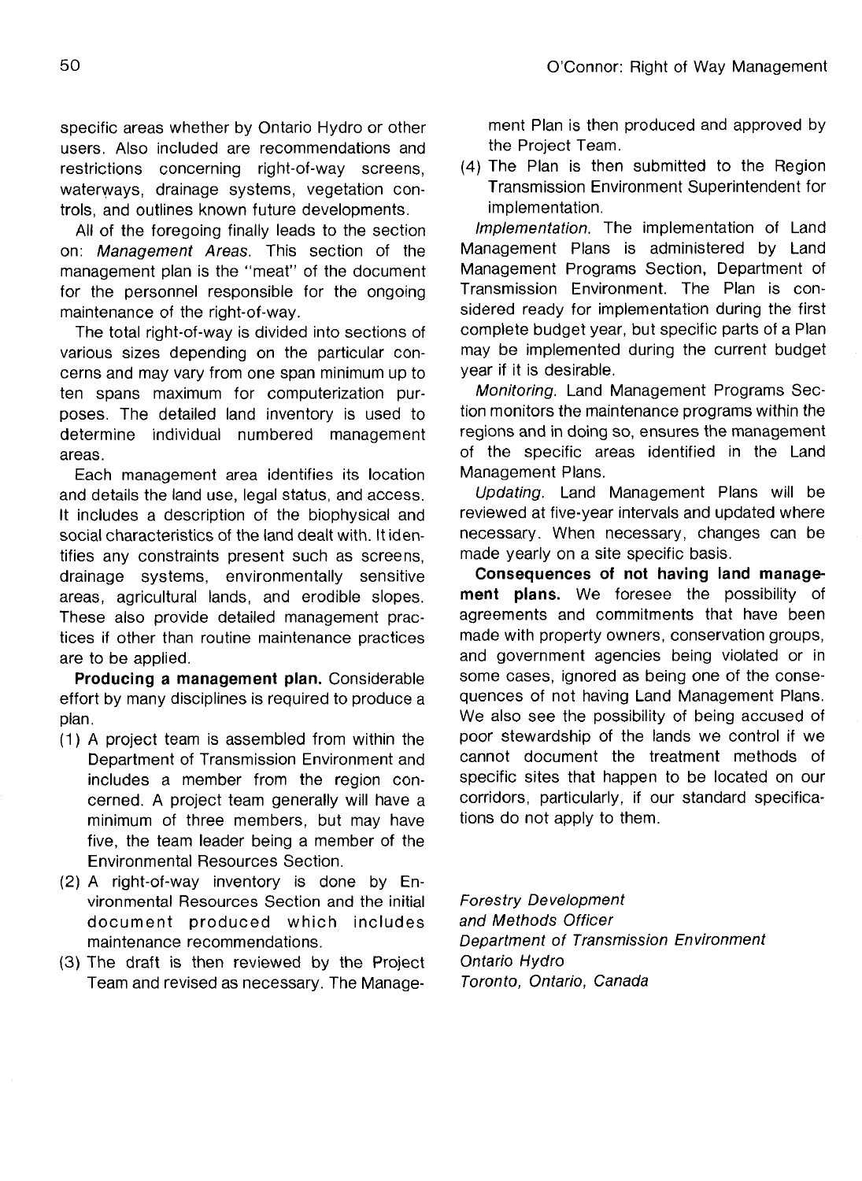specific areas whether by Ontario Hydro or other users. Also included are recommendations and restrictions concerning right-of-way screens, waterways, drainage systems, vegetation controls, and outlines known future developments.

All of the foregoing finally leads to the section on: *Management Areas.* This section of the management plan is the "meat" of the document for the personnel responsible for the ongoing maintenance of the right-of-way.

The total right-of-way is divided into sections of various sizes depending on the particular concerns and may vary from one span minimum up to ten spans maximum for computerization purposes. The detailed land inventory is used to determine individual numbered management areas.

Each management area identifies its location and details the land use, legal status, and access. It includes a description of the biophysical and social characteristics of the land dealt with. It identifies any constraints present such as screens, drainage systems, environmentally sensitive areas, agricultural lands, and erodible slopes. These also provide detailed management practices if other than routine maintenance practices are to be applied.

**Producing a management plan.** Considerable effort by many disciplines is required to produce a plan.

(1) A project team is assembled from within the Department of Transmission Environment and includes a member from the region concerned. A project team generally will have a minimum of three members, but may have five, the team leader being a member of the Environmental Resources Section.
(2) A right-of-way inventory is done by Environmental Resources Section and the initial document produced which includes maintenance recommendations.
(3) The draft is then reviewed by the Project Team and revised as necessary. The Management Plan is then produced and approved by the Project Team.
(4) The Plan is then submitted to the Region Transmission Environment Superintendent for implementation.

*Implementation.* The implementation of Land Management Plans is administered by Land Management Programs Section, Department of Transmission Environment. The Plan is considered ready for implementation during the first complete budget year, but specific parts of a Plan may be implemented during the current budget year if it is desirable.

*Monitoring.* Land Management Programs Section monitors the maintenance programs within the regions and in doing so, ensures the management of the specific areas identified in the Land Management Plans.

*Updating.* Land Management Plans will be reviewed at five-year intervals and updated where necessary. When necessary, changes can be made yearly on a site specific basis.

**Consequences of not having land management plans.** We foresee the possibility of agreements and commitments that have been made with property owners, conservation groups, and government agencies being violated or in some cases, ignored as being one of the consequences of not having Land Management Plans. We also see the possibility of being accused of poor stewardship of the lands we control if we cannot document the treatment methods of specific sites that happen to be located on our corridors, particularly, if our standard specifications do not apply to them.

*Forestry Development*
*and Methods Officer*
*Department of Transmission Environment*
*Ontario Hydro*
*Toronto, Ontario, Canada*